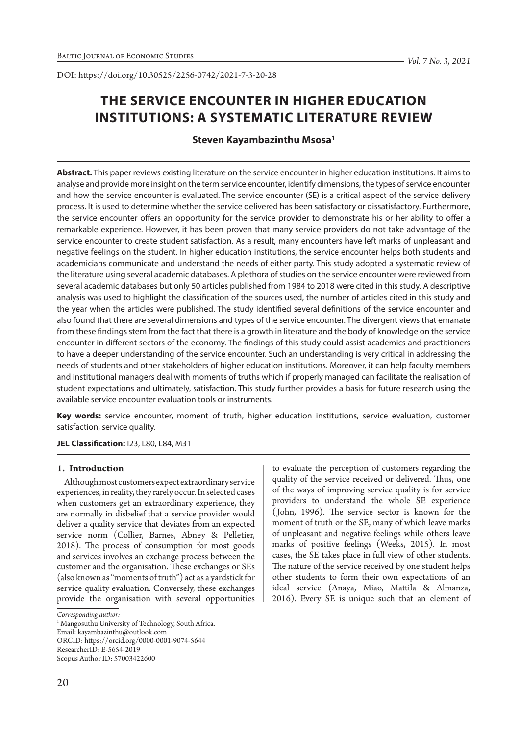DOI: https://doi.org/10.30525/2256-0742/2021-7-3-20-28

# THE SERVICE ENCOUNTER IN HIGHER EDUCATION INSTITUTIONS: A SYSTEMATIC LITERATURE REVIEW

**Steven Kayambazinthu Msosa[1]**

**Abstract.** This paper reviews existing literature on the service encounter in higher education institutions. It aims to analyse and provide more insight on the term service encounter, identify dimensions, the types of service encounter and how the service encounter is evaluated. The service encounter (SE) is a critical aspect of the service delivery process. It is used to determine whether the service delivered has been satisfactory or dissatisfactory. Furthermore, the service encounter offers an opportunity for the service provider to demonstrate his or her ability to offer a remarkable experience. However, it has been proven that many service providers do not take advantage of the service encounter to create student satisfaction. As a result, many encounters have left marks of unpleasant and negative feelings on the student. In higher education institutions, the service encounter helps both students and academicians communicate and understand the needs of either party. This study adopted a systematic review of the literature using several academic databases. A plethora of studies on the service encounter were reviewed from several academic databases but only 50 articles published from 1984 to 2018 were cited in this study. A descriptive analysis was used to highlight the classification of the sources used, the number of articles cited in this study and the year when the articles were published. The study identified several definitions of the service encounter and also found that there are several dimensions and types of the service encounter. The divergent views that emanate from these findings stem from the fact that there is a growth in literature and the body of knowledge on the service encounter in different sectors of the economy. The findings of this study could assist academics and practitioners to have a deeper understanding of the service encounter. Such an understanding is very critical in addressing the needs of students and other stakeholders of higher education institutions. Moreover, it can help faculty members and institutional managers deal with moments of truths which if properly managed can facilitate the realisation of student expectations and ultimately, satisfaction. This study further provides a basis for future research using the available service encounter evaluation tools or instruments.

**Key words:** service encounter, moment of truth, higher education institutions, service evaluation, customer satisfaction, service quality.

**JEL Classification:** I23, L80, L84, M31

## 1. Introduction

Although most customers expect extraordinary service experiences, in reality, they rarely occur. In selected cases when customers get an extraordinary experience, they are normally in disbelief that a service provider would deliver a quality service that deviates from an expected service norm (Collier, Barnes, Abney & Pelletier, 2018). The process of consumption for most goods and services involves an exchange process between the customer and the organisation. These exchanges or SEs (also known as "moments of truth") act as a yardstick for service quality evaluation. Conversely, these exchanges provide the organisation with several opportunities to evaluate the perception of customers regarding the quality of the service received or delivered. Thus, one of the ways of improving service quality is for service providers to understand the whole SE experience (John, 1996). The service sector is known for the moment of truth or the SE, many of which leave marks of unpleasant and negative feelings while others leave marks of positive feelings (Weeks, 2015). In most cases, the SE takes place in full view of other students. The nature of the service received by one student helps other students to form their own expectations of an ideal service (Anaya, Miao, Mattila & Almanza, 2016). Every SE is unique such that an element of

*Corresponding author:*
[1] Mangosuthu University of Technology, South Africa.
Email: kayambazinthu@outlook.com
ORCID: https://orcid.org/0000-0001-9074-5644
ResearcherID: E-5654-2019
Scopus Author ID: 57003422600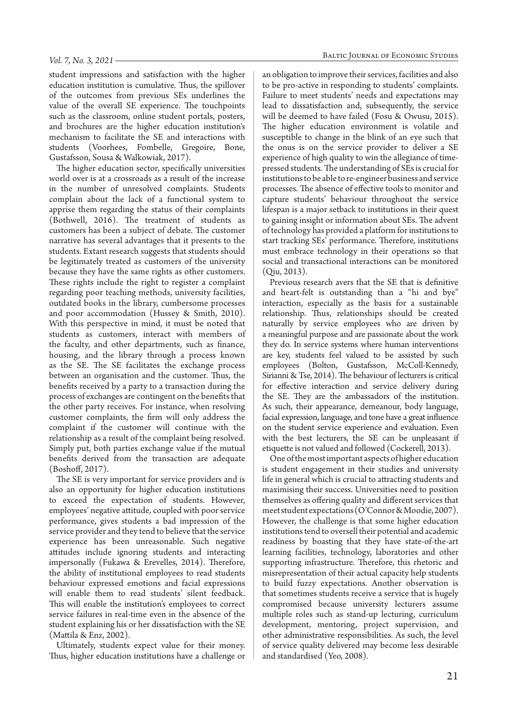student impressions and satisfaction with the higher education institution is cumulative. Thus, the spillover of the outcomes from previous SEs underlines the value of the overall SE experience. The touchpoints such as the classroom, online student portals, posters, and brochures are the higher education institution's mechanism to facilitate the SE and interactions with students (Voorhees, Fombelle, Gregoire, Bone, Gustafsson, Sousa & Walkowiak, 2017).

The higher education sector, specifically universities world over is at a crossroads as a result of the increase in the number of unresolved complaints. Students complain about the lack of a functional system to apprise them regarding the status of their complaints (Bothwell, 2016). The treatment of students as customers has been a subject of debate. The customer narrative has several advantages that it presents to the students. Extant research suggests that students should be legitimately treated as customers of the university because they have the same rights as other customers. These rights include the right to register a complaint regarding poor teaching methods, university facilities, outdated books in the library, cumbersome processes and poor accommodation (Hussey & Smith, 2010). With this perspective in mind, it must be noted that students as customers, interact with members of the faculty, and other departments, such as finance, housing, and the library through a process known as the SE. The SE facilitates the exchange process between an organisation and the customer. Thus, the benefits received by a party to a transaction during the process of exchanges are contingent on the benefits that the other party receives. For instance, when resolving customer complaints, the firm will only address the complaint if the customer will continue with the relationship as a result of the complaint being resolved. Simply put, both parties exchange value if the mutual benefits derived from the transaction are adequate (Boshoff, 2017).

The SE is very important for service providers and is also an opportunity for higher education institutions to exceed the expectation of students. However, employees' negative attitude, coupled with poor service performance, gives students a bad impression of the service provider and they tend to believe that the service experience has been unreasonable. Such negative attitudes include ignoring students and interacting impersonally (Fukawa & Erevelles, 2014). Therefore, the ability of institutional employees to read students behaviour expressed emotions and facial expressions will enable them to read students' silent feedback. This will enable the institution's employees to correct service failures in real-time even in the absence of the student explaining his or her dissatisfaction with the SE (Mattila & Enz, 2002).

Ultimately, students expect value for their money. Thus, higher education institutions have a challenge or an obligation to improve their services, facilities and also to be pro-active in responding to students' complaints. Failure to meet students' needs and expectations may lead to dissatisfaction and, subsequently, the service will be deemed to have failed (Fosu & Owusu, 2015). The higher education environment is volatile and susceptible to change in the blink of an eye such that the onus is on the service provider to deliver a SE experience of high quality to win the allegiance of time-pressed students. The understanding of SEs is crucial for institutions to be able to re-engineer business and service processes. The absence of effective tools to monitor and capture students' behaviour throughout the service lifespan is a major setback to institutions in their quest to gaining insight or information about SEs. The advent of technology has provided a platform for institutions to start tracking SEs' performance. Therefore, institutions must embrace technology in their operations so that social and transactional interactions can be monitored (Qiu, 2013).

Previous research avers that the SE that is definitive and heart-felt is outstanding than a "hi and bye" interaction, especially as the basis for a sustainable relationship. Thus, relationships should be created naturally by service employees who are driven by a meaningful purpose and are passionate about the work they do. In service systems where human interventions are key, students feel valued to be assisted by such employees (Bolton, Gustafsson, McColl-Kennedy, Sirianni & Tse, 2014). The behaviour of lecturers is critical for effective interaction and service delivery during the SE. They are the ambassadors of the institution. As such, their appearance, demeanour, body language, facial expression, language, and tone have a great influence on the student service experience and evaluation. Even with the best lecturers, the SE can be unpleasant if etiquette is not valued and followed (Cockerell, 2013).

One of the most important aspects of higher education is student engagement in their studies and university life in general which is crucial to attracting students and maximising their success. Universities need to position themselves as offering quality and different services that meet student expectations (O'Connor & Moodie, 2007). However, the challenge is that some higher education institutions tend to oversell their potential and academic readiness by boasting that they have state-of-the-art learning facilities, technology, laboratories and other supporting infrastructure. Therefore, this rhetoric and misrepresentation of their actual capacity help students to build fuzzy expectations. Another observation is that sometimes students receive a service that is hugely compromised because university lecturers assume multiple roles such as stand-up lecturing, curriculum development, mentoring, project supervision, and other administrative responsibilities. As such, the level of service quality delivered may become less desirable and standardised (Yeo, 2008).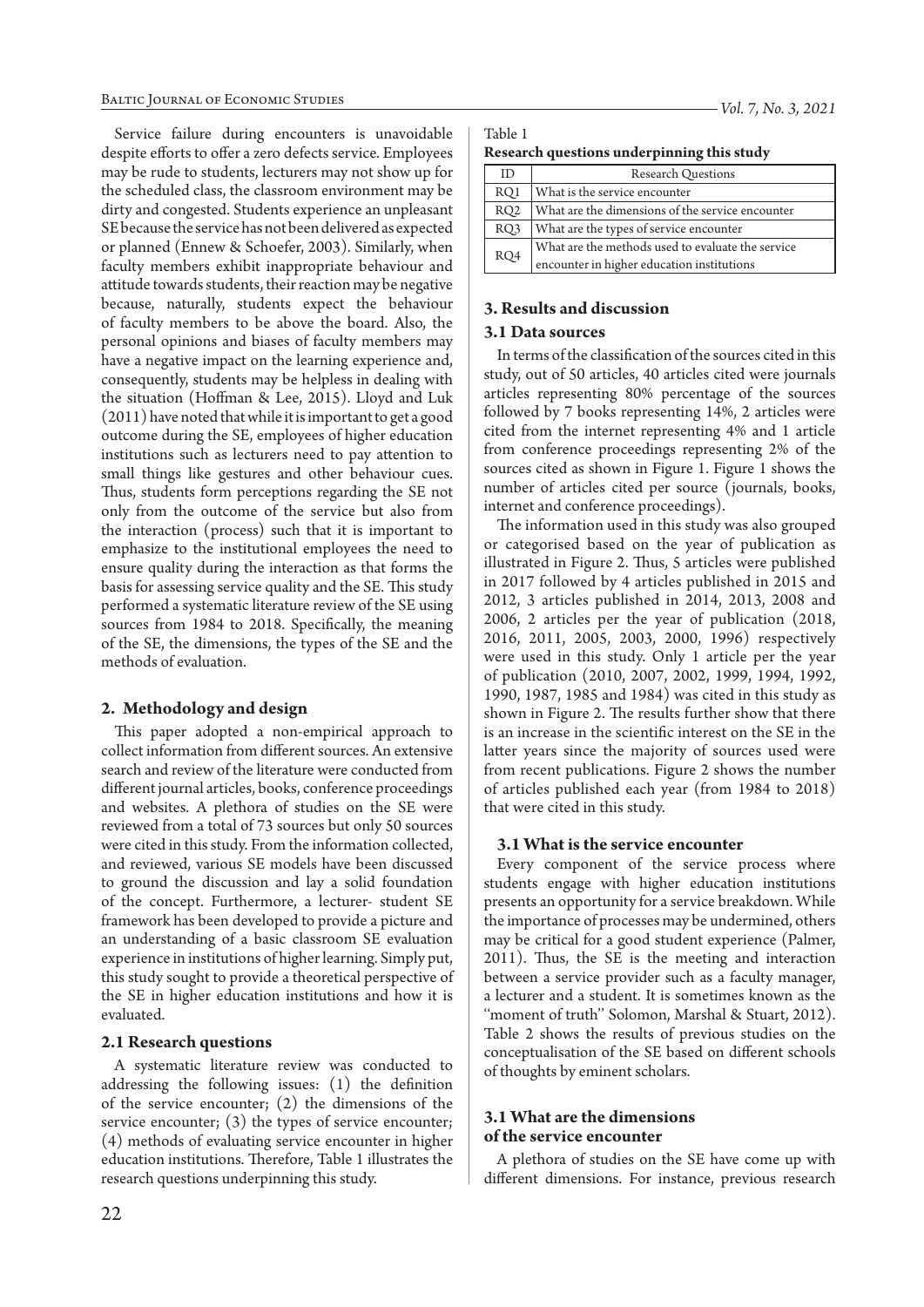Service failure during encounters is unavoidable despite efforts to offer a zero defects service. Employees may be rude to students, lecturers may not show up for the scheduled class, the classroom environment may be dirty and congested. Students experience an unpleasant SE because the service has not been delivered as expected or planned (Ennew & Schoefer, 2003). Similarly, when faculty members exhibit inappropriate behaviour and attitude towards students, their reaction may be negative because, naturally, students expect the behaviour of faculty members to be above the board. Also, the personal opinions and biases of faculty members may have a negative impact on the learning experience and, consequently, students may be helpless in dealing with the situation (Hoffman & Lee, 2015). Lloyd and Luk (2011) have noted that while it is important to get a good outcome during the SE, employees of higher education institutions such as lecturers need to pay attention to small things like gestures and other behaviour cues. Thus, students form perceptions regarding the SE not only from the outcome of the service but also from the interaction (process) such that it is important to emphasize to the institutional employees the need to ensure quality during the interaction as that forms the basis for assessing service quality and the SE. This study performed a systematic literature review of the SE using sources from 1984 to 2018. Specifically, the meaning of the SE, the dimensions, the types of the SE and the methods of evaluation.

## 2. Methodology and design

This paper adopted a non-empirical approach to collect information from different sources. An extensive search and review of the literature were conducted from different journal articles, books, conference proceedings and websites. A plethora of studies on the SE were reviewed from a total of 73 sources but only 50 sources were cited in this study. From the information collected, and reviewed, various SE models have been discussed to ground the discussion and lay a solid foundation of the concept. Furthermore, a lecturer- student SE framework has been developed to provide a picture and an understanding of a basic classroom SE evaluation experience in institutions of higher learning. Simply put, this study sought to provide a theoretical perspective of the SE in higher education institutions and how it is evaluated.

### 2.1 Research questions

A systematic literature review was conducted to addressing the following issues: (1) the definition of the service encounter; (2) the dimensions of the service encounter; (3) the types of service encounter; (4) methods of evaluating service encounter in higher education institutions. Therefore, Table 1 illustrates the research questions underpinning this study.

Table 1
**Research questions underpinning this study**

| ID | Research Questions |
|---|---|
| RQ1 | What is the service encounter |
| RQ2 | What are the dimensions of the service encounter |
| RQ3 | What are the types of service encounter |
| RQ4 | What are the methods used to evaluate the service encounter in higher education institutions |

## 3. Results and discussion

### 3.1 Data sources

In terms of the classification of the sources cited in this study, out of 50 articles, 40 articles cited were journals articles representing 80% percentage of the sources followed by 7 books representing 14%, 2 articles were cited from the internet representing 4% and 1 article from conference proceedings representing 2% of the sources cited as shown in Figure 1. Figure 1 shows the number of articles cited per source (journals, books, internet and conference proceedings).

The information used in this study was also grouped or categorised based on the year of publication as illustrated in Figure 2. Thus, 5 articles were published in 2017 followed by 4 articles published in 2015 and 2012, 3 articles published in 2014, 2013, 2008 and 2006, 2 articles per the year of publication (2018, 2016, 2011, 2005, 2003, 2000, 1996) respectively were used in this study. Only 1 article per the year of publication (2010, 2007, 2002, 1999, 1994, 1992, 1990, 1987, 1985 and 1984) was cited in this study as shown in Figure 2. The results further show that there is an increase in the scientific interest on the SE in the latter years since the majority of sources used were from recent publications. Figure 2 shows the number of articles published each year (from 1984 to 2018) that were cited in this study.

### 3.1 What is the service encounter

Every component of the service process where students engage with higher education institutions presents an opportunity for a service breakdown. While the importance of processes may be undermined, others may be critical for a good student experience (Palmer, 2011). Thus, the SE is the meeting and interaction between a service provider such as a faculty manager, a lecturer and a student. It is sometimes known as the "moment of truth" Solomon, Marshal & Stuart, 2012). Table 2 shows the results of previous studies on the conceptualisation of the SE based on different schools of thoughts by eminent scholars.

### 3.1 What are the dimensions of the service encounter

A plethora of studies on the SE have come up with different dimensions. For instance, previous research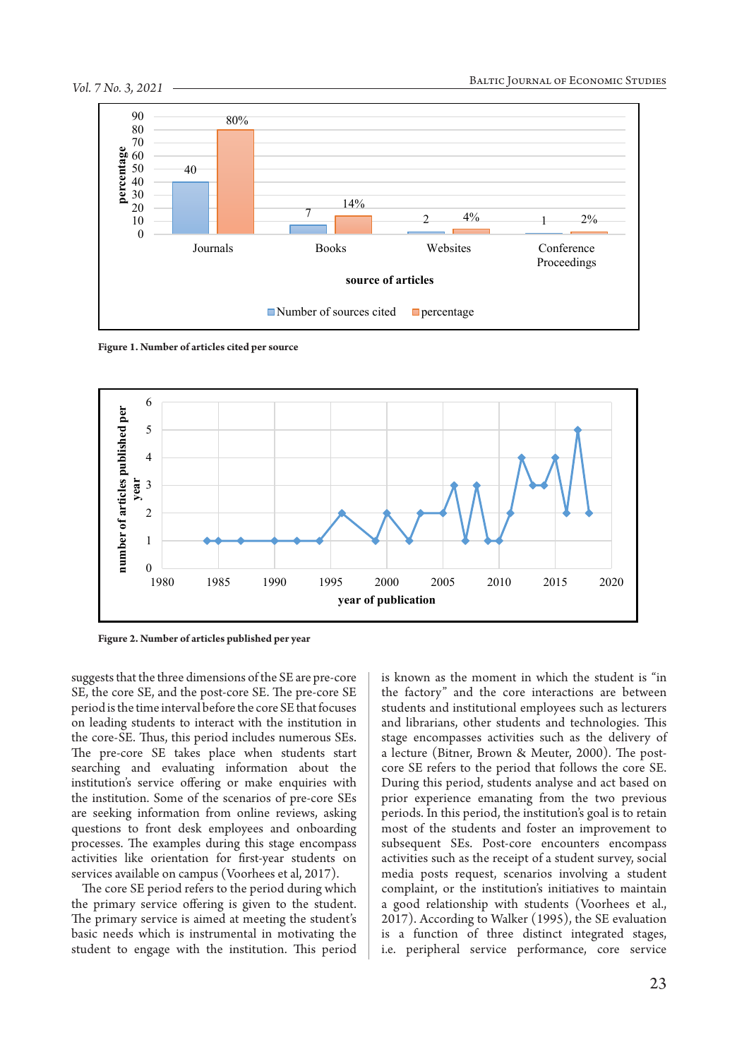Figure 1. Number of articles cited per source

Figure 2. Number of articles published per year

suggests that the three dimensions of the SE are pre-core SE, the core SE, and the post-core SE. The pre-core SE period is the time interval before the core SE that focuses on leading students to interact with the institution in the core-SE. Thus, this period includes numerous SEs. The pre-core SE takes place when students start searching and evaluating information about the institution's service offering or make enquiries with the institution. Some of the scenarios of pre-core SEs are seeking information from online reviews, asking questions to front desk employees and onboarding processes. The examples during this stage encompass activities like orientation for first-year students on services available on campus (Voorhees et al, 2017).

The core SE period refers to the period during which the primary service offering is given to the student. The primary service is aimed at meeting the student's basic needs which is instrumental in motivating the student to engage with the institution. This period is known as the moment in which the student is "in the factory" and the core interactions are between students and institutional employees such as lecturers and librarians, other students and technologies. This stage encompasses activities such as the delivery of a lecture (Bitner, Brown & Meuter, 2000). The post-core SE refers to the period that follows the core SE. During this period, students analyse and act based on prior experience emanating from the two previous periods. In this period, the institution's goal is to retain most of the students and foster an improvement to subsequent SEs. Post-core encounters encompass activities such as the receipt of a student survey, social media posts request, scenarios involving a student complaint, or the institution's initiatives to maintain a good relationship with students (Voorhees et al., 2017). According to Walker (1995), the SE evaluation is a function of three distinct integrated stages, i.e. peripheral service performance, core service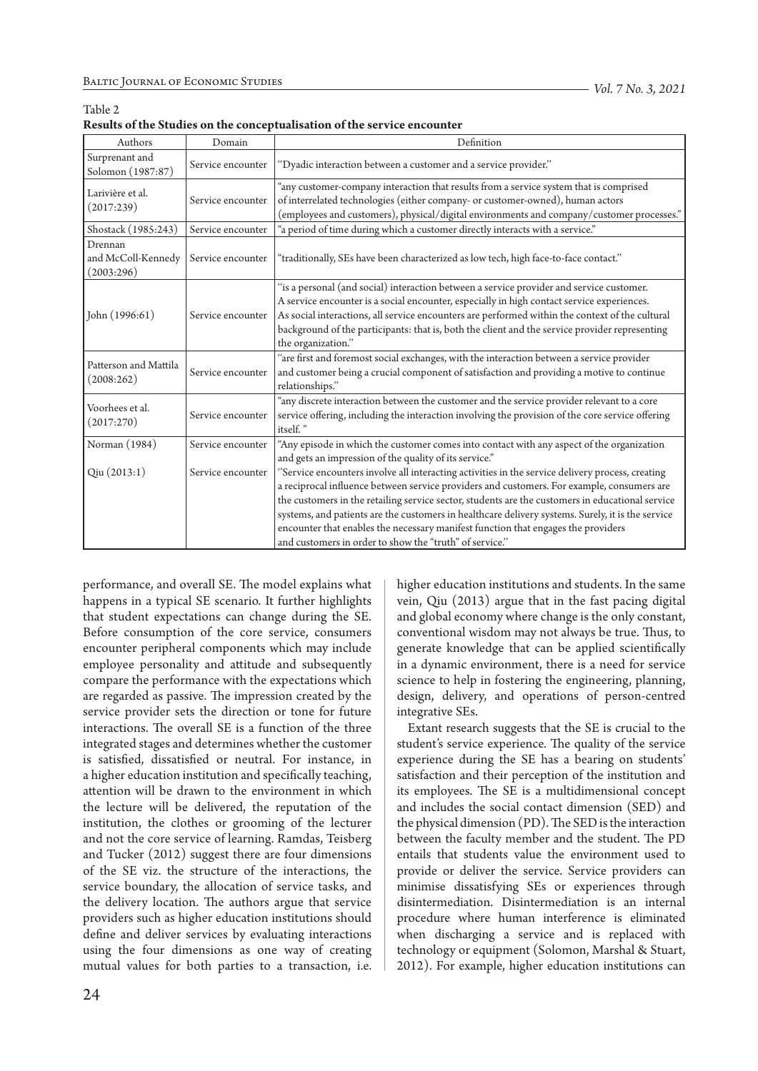Table 2

**Results of the Studies on the conceptualisation of the service encounter**

| Authors | Domain | Definition |
|---|---|---|
| Surprenant and Solomon (1987:87) | Service encounter | ''Dyadic interaction between a customer and a service provider.'' |
| Larivière et al. (2017:239) | Service encounter | "any customer-company interaction that results from a service system that is comprised of interrelated technologies (either company- or customer-owned), human actors (employees and customers), physical/digital environments and company/customer processes." |
| Shostack (1985:243) | Service encounter | "a period of time during which a customer directly interacts with a service." |
| Drennan and McColl-Kennedy (2003:296) | Service encounter | ''traditionally, SEs have been characterized as low tech, high face-to-face contact.'' |
| John (1996:61) | Service encounter | ''is a personal (and social) interaction between a service provider and service customer. A service encounter is a social encounter, especially in high contact service experiences. As social interactions, all service encounters are performed within the context of the cultural background of the participants: that is, both the client and the service provider representing the organization.'' |
| Patterson and Mattila (2008:262) | Service encounter | ''are first and foremost social exchanges, with the interaction between a service provider and customer being a crucial component of satisfaction and providing a motive to continue relationships.'' |
| Voorhees et al. (2017:270) | Service encounter | "any discrete interaction between the customer and the service provider relevant to a core service offering, including the interaction involving the provision of the core service offering itself. " |
| Norman (1984) | Service encounter | "Any episode in which the customer comes into contact with any aspect of the organization and gets an impression of the quality of its service." |
| Qiu (2013:1) | Service encounter | ''Service encounters involve all interacting activities in the service delivery process, creating a reciprocal influence between service providers and customers. For example, consumers are the customers in the retailing service sector, students are the customers in educational service systems, and patients are the customers in healthcare delivery systems. Surely, it is the service encounter that enables the necessary manifest function that engages the providers and customers in order to show the "truth" of service.'' |

performance, and overall SE. The model explains what happens in a typical SE scenario. It further highlights that student expectations can change during the SE. Before consumption of the core service, consumers encounter peripheral components which may include employee personality and attitude and subsequently compare the performance with the expectations which are regarded as passive. The impression created by the service provider sets the direction or tone for future interactions. The overall SE is a function of the three integrated stages and determines whether the customer is satisfied, dissatisfied or neutral. For instance, in a higher education institution and specifically teaching, attention will be drawn to the environment in which the lecture will be delivered, the reputation of the institution, the clothes or grooming of the lecturer and not the core service of learning. Ramdas, Teisberg and Tucker (2012) suggest there are four dimensions of the SE viz. the structure of the interactions, the service boundary, the allocation of service tasks, and the delivery location. The authors argue that service providers such as higher education institutions should define and deliver services by evaluating interactions using the four dimensions as one way of creating mutual values for both parties to a transaction, i.e. higher education institutions and students. In the same vein, Qiu (2013) argue that in the fast pacing digital and global economy where change is the only constant, conventional wisdom may not always be true. Thus, to generate knowledge that can be applied scientifically in a dynamic environment, there is a need for service science to help in fostering the engineering, planning, design, delivery, and operations of person-centred integrative SEs.

Extant research suggests that the SE is crucial to the student's service experience. The quality of the service experience during the SE has a bearing on students' satisfaction and their perception of the institution and its employees. The SE is a multidimensional concept and includes the social contact dimension (SED) and the physical dimension (PD). The SED is the interaction between the faculty member and the student. The PD entails that students value the environment used to provide or deliver the service. Service providers can minimise dissatisfying SEs or experiences through disintermediation. Disintermediation is an internal procedure where human interference is eliminated when discharging a service and is replaced with technology or equipment (Solomon, Marshal & Stuart, 2012). For example, higher education institutions can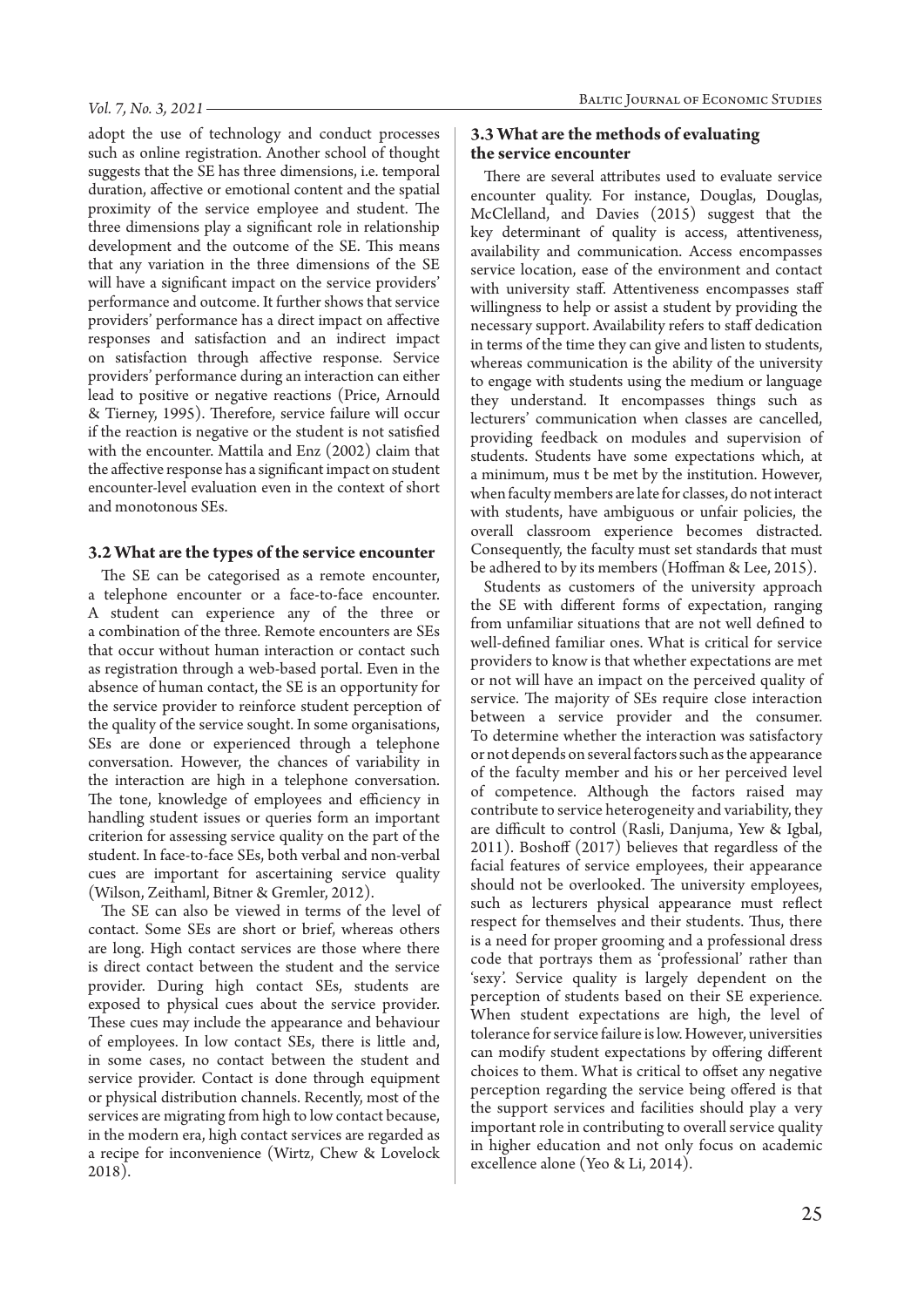adopt the use of technology and conduct processes such as online registration. Another school of thought suggests that the SE has three dimensions, i.e. temporal duration, affective or emotional content and the spatial proximity of the service employee and student. The three dimensions play a significant role in relationship development and the outcome of the SE. This means that any variation in the three dimensions of the SE will have a significant impact on the service providers' performance and outcome. It further shows that service providers' performance has a direct impact on affective responses and satisfaction and an indirect impact on satisfaction through affective response. Service providers' performance during an interaction can either lead to positive or negative reactions (Price, Arnould & Tierney, 1995). Therefore, service failure will occur if the reaction is negative or the student is not satisfied with the encounter. Mattila and Enz (2002) claim that the affective response has a significant impact on student encounter-level evaluation even in the context of short and monotonous SEs.

### 3.2 What are the types of the service encounter

The SE can be categorised as a remote encounter, a telephone encounter or a face-to-face encounter. A student can experience any of the three or a combination of the three. Remote encounters are SEs that occur without human interaction or contact such as registration through a web-based portal. Even in the absence of human contact, the SE is an opportunity for the service provider to reinforce student perception of the quality of the service sought. In some organisations, SEs are done or experienced through a telephone conversation. However, the chances of variability in the interaction are high in a telephone conversation. The tone, knowledge of employees and efficiency in handling student issues or queries form an important criterion for assessing service quality on the part of the student. In face-to-face SEs, both verbal and non-verbal cues are important for ascertaining service quality (Wilson, Zeithaml, Bitner & Gremler, 2012).

The SE can also be viewed in terms of the level of contact. Some SEs are short or brief, whereas others are long. High contact services are those where there is direct contact between the student and the service provider. During high contact SEs, students are exposed to physical cues about the service provider. These cues may include the appearance and behaviour of employees. In low contact SEs, there is little and, in some cases, no contact between the student and service provider. Contact is done through equipment or physical distribution channels. Recently, most of the services are migrating from high to low contact because, in the modern era, high contact services are regarded as a recipe for inconvenience (Wirtz, Chew & Lovelock 2018).

### 3.3 What are the methods of evaluating the service encounter

There are several attributes used to evaluate service encounter quality. For instance, Douglas, Douglas, McClelland, and Davies (2015) suggest that the key determinant of quality is access, attentiveness, availability and communication. Access encompasses service location, ease of the environment and contact with university staff. Attentiveness encompasses staff willingness to help or assist a student by providing the necessary support. Availability refers to staff dedication in terms of the time they can give and listen to students, whereas communication is the ability of the university to engage with students using the medium or language they understand. It encompasses things such as lecturers' communication when classes are cancelled, providing feedback on modules and supervision of students. Students have some expectations which, at a minimum, mus t be met by the institution. However, when faculty members are late for classes, do not interact with students, have ambiguous or unfair policies, the overall classroom experience becomes distracted. Consequently, the faculty must set standards that must be adhered to by its members (Hoffman & Lee, 2015).

Students as customers of the university approach the SE with different forms of expectation, ranging from unfamiliar situations that are not well defined to well-defined familiar ones. What is critical for service providers to know is that whether expectations are met or not will have an impact on the perceived quality of service. The majority of SEs require close interaction between a service provider and the consumer. To determine whether the interaction was satisfactory or not depends on several factors such as the appearance of the faculty member and his or her perceived level of competence. Although the factors raised may contribute to service heterogeneity and variability, they are difficult to control (Rasli, Danjuma, Yew & Igbal, 2011). Boshoff (2017) believes that regardless of the facial features of service employees, their appearance should not be overlooked. The university employees, such as lecturers physical appearance must reflect respect for themselves and their students. Thus, there is a need for proper grooming and a professional dress code that portrays them as 'professional' rather than 'sexy'. Service quality is largely dependent on the perception of students based on their SE experience. When student expectations are high, the level of tolerance for service failure is low. However, universities can modify student expectations by offering different choices to them. What is critical to offset any negative perception regarding the service being offered is that the support services and facilities should play a very important role in contributing to overall service quality in higher education and not only focus on academic excellence alone (Yeo & Li, 2014).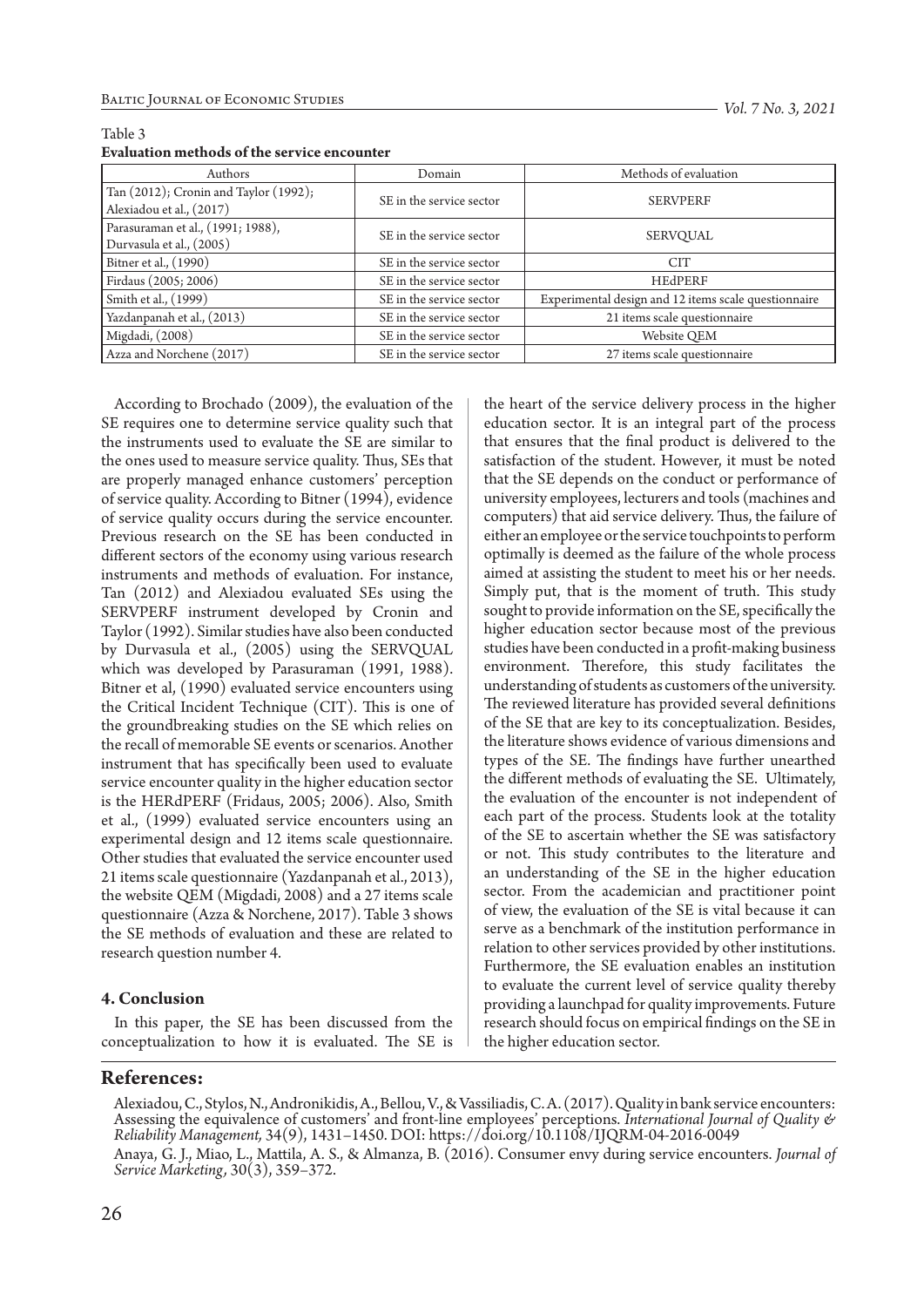Table 3
**Evaluation methods of the service encounter**

| Authors | Domain | Methods of evaluation |
|---|---|---|
| Tan (2012); Cronin and Taylor (1992); Alexiadou et al., (2017) | SE in the service sector | SERVPERF |
| Parasuraman et al., (1991; 1988), Durvasula et al., (2005) | SE in the service sector | SERVQUAL |
| Bitner et al., (1990) | SE in the service sector | CIT |
| Firdaus (2005; 2006) | SE in the service sector | HEdPERF |
| Smith et al., (1999) | SE in the service sector | Experimental design and 12 items scale questionnaire |
| Yazdanpanah et al., (2013) | SE in the service sector | 21 items scale questionnaire |
| Migdadi, (2008) | SE in the service sector | Website QEM |
| Azza and Norchene (2017) | SE in the service sector | 27 items scale questionnaire |

According to Brochado (2009), the evaluation of the SE requires one to determine service quality such that the instruments used to evaluate the SE are similar to the ones used to measure service quality. Thus, SEs that are properly managed enhance customers' perception of service quality. According to Bitner (1994), evidence of service quality occurs during the service encounter. Previous research on the SE has been conducted in different sectors of the economy using various research instruments and methods of evaluation. For instance, Tan (2012) and Alexiadou evaluated SEs using the SERVPERF instrument developed by Cronin and Taylor (1992). Similar studies have also been conducted by Durvasula et al., (2005) using the SERVQUAL which was developed by Parasuraman (1991, 1988). Bitner et al, (1990) evaluated service encounters using the Critical Incident Technique (CIT). This is one of the groundbreaking studies on the SE which relies on the recall of memorable SE events or scenarios. Another instrument that has specifically been used to evaluate service encounter quality in the higher education sector is the HERdPERF (Fridaus, 2005; 2006). Also, Smith et al., (1999) evaluated service encounters using an experimental design and 12 items scale questionnaire. Other studies that evaluated the service encounter used 21 items scale questionnaire (Yazdanpanah et al., 2013), the website QEM (Migdadi, 2008) and a 27 items scale questionnaire (Azza & Norchene, 2017). Table 3 shows the SE methods of evaluation and these are related to research question number 4.

## 4. Conclusion

In this paper, the SE has been discussed from the conceptualization to how it is evaluated. The SE is the heart of the service delivery process in the higher education sector. It is an integral part of the process that ensures that the final product is delivered to the satisfaction of the student. However, it must be noted that the SE depends on the conduct or performance of university employees, lecturers and tools (machines and computers) that aid service delivery. Thus, the failure of either an employee or the service touchpoints to perform optimally is deemed as the failure of the whole process aimed at assisting the student to meet his or her needs. Simply put, that is the moment of truth. This study sought to provide information on the SE, specifically the higher education sector because most of the previous studies have been conducted in a profit-making business environment. Therefore, this study facilitates the understanding of students as customers of the university. The reviewed literature has provided several definitions of the SE that are key to its conceptualization. Besides, the literature shows evidence of various dimensions and types of the SE. The findings have further unearthed the different methods of evaluating the SE. Ultimately, the evaluation of the encounter is not independent of each part of the process. Students look at the totality of the SE to ascertain whether the SE was satisfactory or not. This study contributes to the literature and an understanding of the SE in the higher education sector. From the academician and practitioner point of view, the evaluation of the SE is vital because it can serve as a benchmark of the institution performance in relation to other services provided by other institutions. Furthermore, the SE evaluation enables an institution to evaluate the current level of service quality thereby providing a launchpad for quality improvements. Future research should focus on empirical findings on the SE in the higher education sector.

## References:

Alexiadou, C., Stylos, N., Andronikidis, A., Bellou, V., & Vassiliadis, C. A. (2017). Quality in bank service encounters: Assessing the equivalence of customers' and front-line employees' perceptions. *International Journal of Quality & Reliability Management,* 34(9), 1431–1450. DOI: https://doi.org/10.1108/IJQRM-04-2016-0049

Anaya, G. J., Miao, L., Mattila, A. S., & Almanza, B. (2016). Consumer envy during service encounters. *Journal of Service Marketing*, 30(3), 359–372.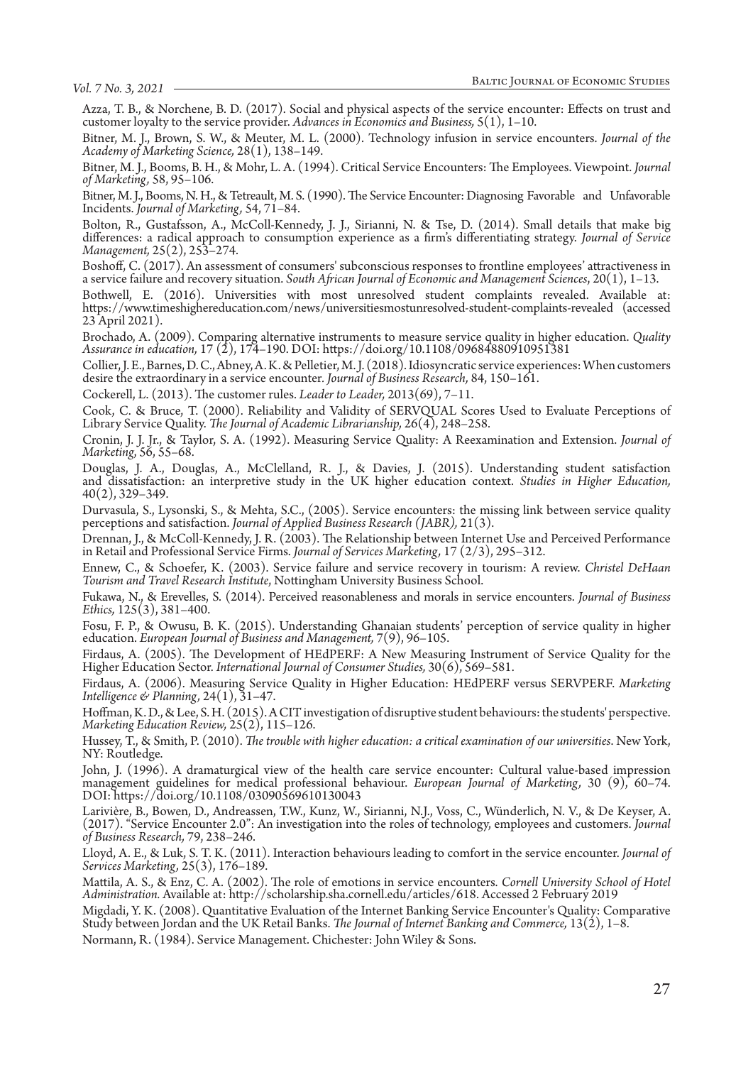Azza, T. B., & Norchene, B. D. (2017). Social and physical aspects of the service encounter: Effects on trust and customer loyalty to the service provider. *Advances in Economics and Business,* 5(1), 1–10.

Bitner, M. J., Brown, S. W., & Meuter, M. L. (2000). Technology infusion in service encounters. *Journal of the Academy of Marketing Science,* 28(1), 138–149.

Bitner, M. J., Booms, B. H., & Mohr, L. A. (1994). Critical Service Encounters: The Employees. Viewpoint. *Journal of Marketing,* 58, 95–106.

Bitner, M. J., Booms, N. H., & Tetreault, M. S. (1990). The Service Encounter: Diagnosing Favorable and Unfavorable Incidents. *Journal of Marketing,* 54, 71–84.

Bolton, R., Gustafsson, A., McColl-Kennedy, J. J., Sirianni, N. & Tse, D. (2014). Small details that make big differences: a radical approach to consumption experience as a firm's differentiating strategy. *Journal of Service Management,* 25(2), 253–274.

Boshoff, C. (2017). An assessment of consumers' subconscious responses to frontline employees' attractiveness in a service failure and recovery situation. *South African Journal of Economic and Management Sciences*, 20(1), 1–13.

Bothwell, E. (2016). Universities with most unresolved student complaints revealed. Available at: https://www.timeshighereducation.com/news/universitiesmostunresolved-student-complaints-revealed (accessed 23 April 2021).

Brochado, A. (2009). Comparing alternative instruments to measure service quality in higher education. *Quality Assurance in education,* 17 (2), 174–190. DOI: https://doi.org/10.1108/09684880910951381

Collier, J. E., Barnes, D. C., Abney, A. K. & Pelletier, M. J. (2018). Idiosyncratic service experiences: When customers desire the extraordinary in a service encounter. *Journal of Business Research,* 84, 150–161.

Cockerell, L. (2013). The customer rules. *Leader to Leader,* 2013(69), 7–11.

Cook, C. & Bruce, T. (2000). Reliability and Validity of SERVQUAL Scores Used to Evaluate Perceptions of Library Service Quality. *The Journal of Academic Librarianship,* 26(4), 248–258.

Cronin, J. J. Jr., & Taylor, S. A. (1992). Measuring Service Quality: A Reexamination and Extension. *Journal of Marketing,* 56, 55–68.

Douglas, J. A., Douglas, A., McClelland, R. J., & Davies, J. (2015). Understanding student satisfaction and dissatisfaction: an interpretive study in the UK higher education context. *Studies in Higher Education,* 40(2), 329–349.

Durvasula, S., Lysonski, S., & Mehta, S.C., (2005). Service encounters: the missing link between service quality perceptions and satisfaction. *Journal of Applied Business Research (JABR),* 21(3).

Drennan, J., & McColl-Kennedy, J. R. (2003). The Relationship between Internet Use and Perceived Performance in Retail and Professional Service Firms. *Journal of Services Marketing,* 17 (2/3), 295–312.

Ennew, C., & Schoefer, K. (2003). Service failure and service recovery in tourism: A review. *Christel DeHaan Tourism and Travel Research Institute*, Nottingham University Business School.

Fukawa, N., & Erevelles, S. (2014). Perceived reasonableness and morals in service encounters. *Journal of Business Ethics,* 125(3), 381–400.

Fosu, F. P., & Owusu, B. K. (2015). Understanding Ghanaian students' perception of service quality in higher education. *European Journal of Business and Management,* 7(9), 96–105.

Firdaus, A. (2005). The Development of HEdPERF: A New Measuring Instrument of Service Quality for the Higher Education Sector. *International Journal of Consumer Studies,* 30(6), 569–581.

Firdaus, A. (2006). Measuring Service Quality in Higher Education: HEdPERF versus SERVPERF. *Marketing Intelligence & Planning,* 24(1), 31–47.

Hoffman, K. D., & Lee, S. H. (2015). A CIT investigation of disruptive student behaviours: the students' perspective. *Marketing Education Review,* 25(2), 115–126.

Hussey, T., & Smith, P. (2010). *The trouble with higher education: a critical examination of our universities*. New York, NY: Routledge.

John, J. (1996). A dramaturgical view of the health care service encounter: Cultural value-based impression management guidelines for medical professional behaviour. *European Journal of Marketing,* 30 (9), 60–74. DOI: https://doi.org/10.1108/03090569610130043

Larivière, B., Bowen, D., Andreassen, T.W., Kunz, W., Sirianni, N.J., Voss, C., Wünderlich, N. V., & De Keyser, A. (2017). "Service Encounter 2.0": An investigation into the roles of technology, employees and customers. *Journal of Business Research,* 79, 238–246.

Lloyd, A. E., & Luk, S. T. K. (2011). Interaction behaviours leading to comfort in the service encounter. *Journal of Services Marketing,* 25(3), 176–189.

Mattila, A. S., & Enz, C. A. (2002). The role of emotions in service encounters. *Cornell University School of Hotel Administration.* Available at: http://scholarship.sha.cornell.edu/articles/618. Accessed 2 February 2019

Migdadi, Y. K. (2008). Quantitative Evaluation of the Internet Banking Service Encounter's Quality: Comparative Study between Jordan and the UK Retail Banks. *The Journal of Internet Banking and Commerce,* 13(2), 1–8.

Normann, R. (1984). Service Management. Chichester: John Wiley & Sons.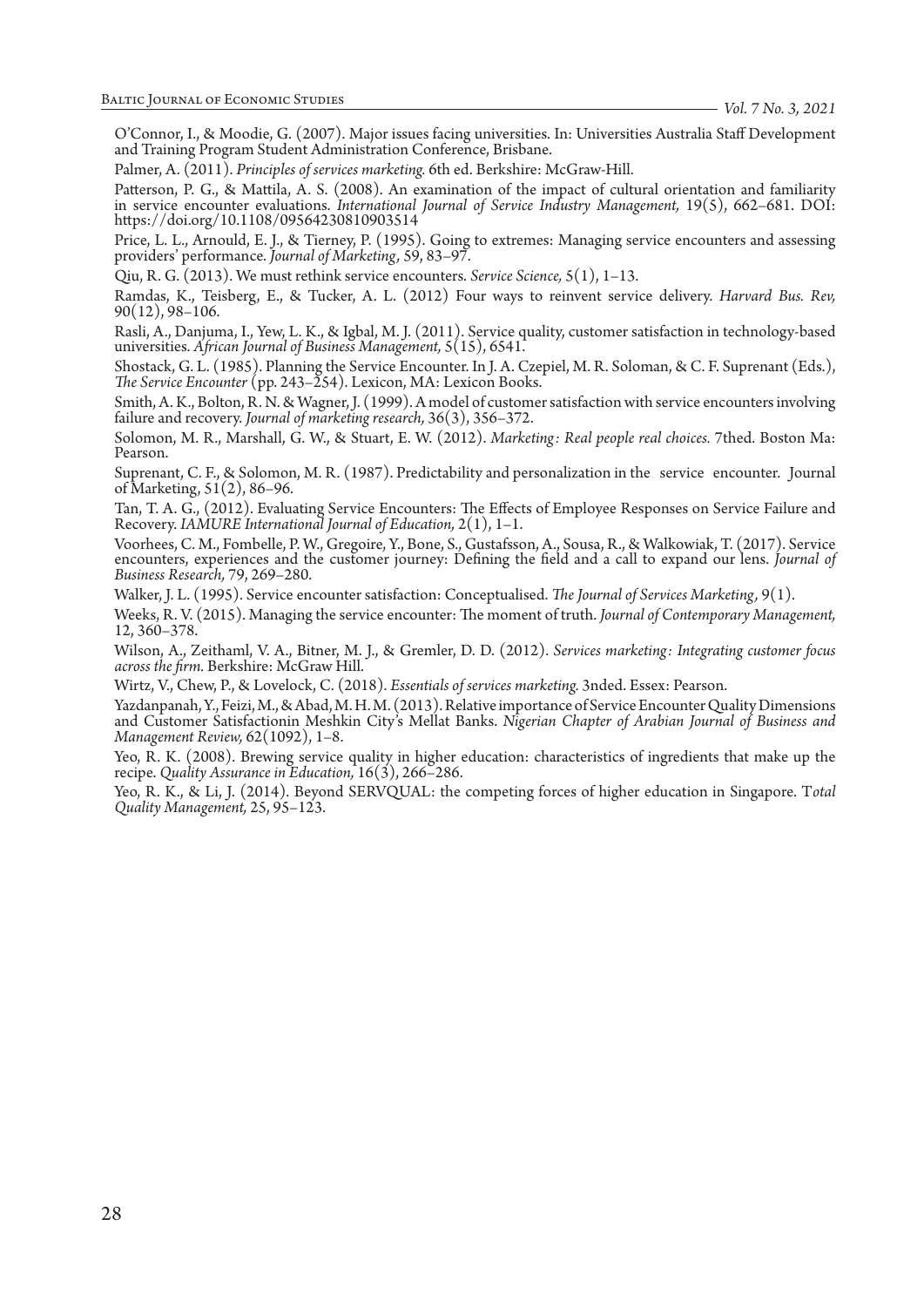O'Connor, I., & Moodie, G. (2007). Major issues facing universities. In: Universities Australia Staff Development and Training Program Student Administration Conference, Brisbane.

Palmer, A. (2011). *Principles of services marketing.* 6th ed. Berkshire: McGraw-Hill.

Patterson, P. G., & Mattila, A. S. (2008). An examination of the impact of cultural orientation and familiarity in service encounter evaluations. *International Journal of Service Industry Management,* 19(5), 662–681. DOI: https://doi.org/10.1108/09564230810903514

Price, L. L., Arnould, E. J., & Tierney, P. (1995). Going to extremes: Managing service encounters and assessing providers' performance. *Journal of Marketing,* 59, 83–97.

Qiu, R. G. (2013). We must rethink service encounters. *Service Science,* 5(1), 1–13.

Ramdas, K., Teisberg, E., & Tucker, A. L. (2012) Four ways to reinvent service delivery. *Harvard Bus. Rev,* 90(12), 98–106.

Rasli, A., Danjuma, I., Yew, L. K., & Igbal, M. J. (2011). Service quality, customer satisfaction in technology-based universities. *African Journal of Business Management,* 5(15), 6541.

Shostack, G. L. (1985). Planning the Service Encounter. In J. A. Czepiel, M. R. Soloman, & C. F. Suprenant (Eds.), *The Service Encounter* (pp. 243–254). Lexicon, MA: Lexicon Books.

Smith, A. K., Bolton, R. N. & Wagner, J. (1999). A model of customer satisfaction with service encounters involving failure and recovery. *Journal of marketing research,* 36(3), 356–372.

Solomon, M. R., Marshall, G. W., & Stuart, E. W. (2012). *Marketing: Real people real choices.* 7thed. Boston Ma: Pearson.

Suprenant, C. F., & Solomon, M. R. (1987). Predictability and personalization in the service encounter. Journal of Marketing, 51(2), 86–96.

Tan, T. A. G., (2012). Evaluating Service Encounters: The Effects of Employee Responses on Service Failure and Recovery. *IAMURE International Journal of Education,* 2(1), 1–1.

Voorhees, C. M., Fombelle, P. W., Gregoire, Y., Bone, S., Gustafsson, A., Sousa, R., & Walkowiak, T. (2017). Service encounters, experiences and the customer journey: Defining the field and a call to expand our lens. *Journal of Business Research,* 79, 269–280.

Walker, J. L. (1995). Service encounter satisfaction: Conceptualised. *The Journal of Services Marketing,* 9(1).

Weeks, R. V. (2015). Managing the service encounter: The moment of truth. *Journal of Contemporary Management,* 12, 360–378.

Wilson, A., Zeithaml, V. A., Bitner, M. J., & Gremler, D. D. (2012). *Services marketing: Integrating customer focus across the firm.* Berkshire: McGraw Hill.

Wirtz, V., Chew, P., & Lovelock, C. (2018). *Essentials of services marketing.* 3nded. Essex: Pearson.

Yazdanpanah, Y., Feizi, M., & Abad, M. H. M. (2013). Relative importance of Service Encounter Quality Dimensions and Customer Satisfactionin Meshkin City's Mellat Banks. *Nigerian Chapter of Arabian Journal of Business and Management Review,* 62(1092), 1–8.

Yeo, R. K. (2008). Brewing service quality in higher education: characteristics of ingredients that make up the recipe. *Quality Assurance in Education,* 16(3), 266–286.

Yeo, R. K., & Li, J. (2014). Beyond SERVQUAL: the competing forces of higher education in Singapore. T*otal Quality Management,* 25, 95–123.